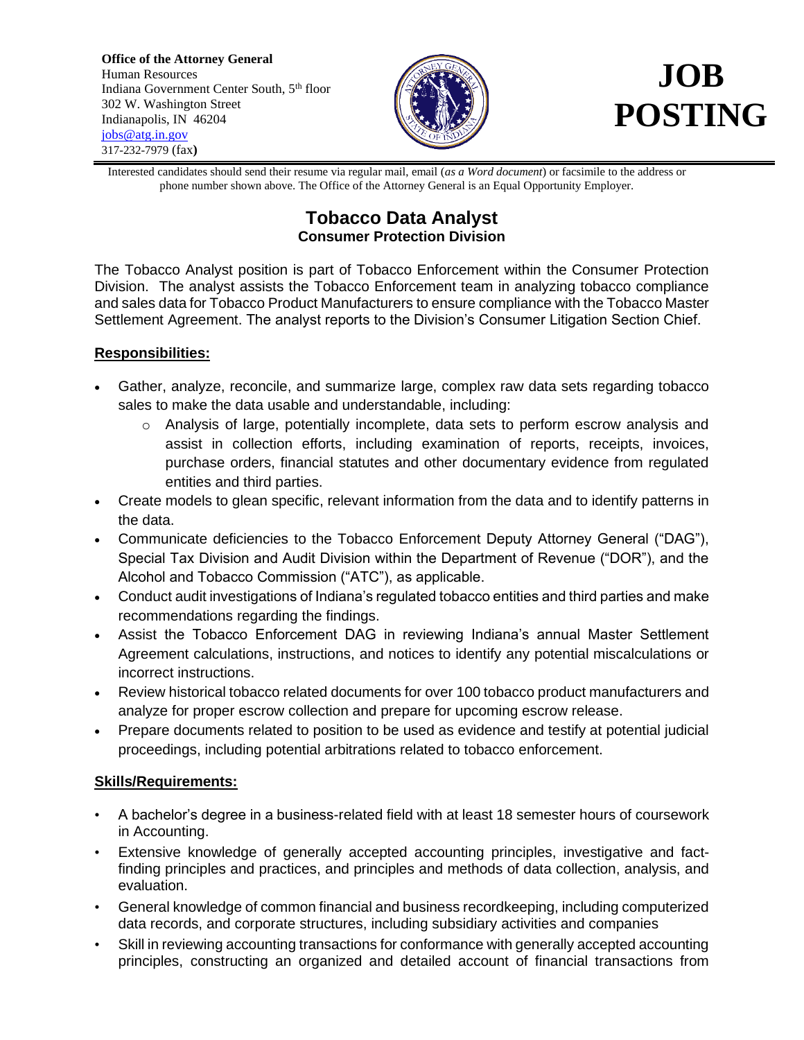**Office of the Attorney General**
Human Resources
Indiana Government Center South, 5th floor
302 W. Washington Street
Indianapolis, IN 46204
jobs@atg.in.gov
317-232-7979 (fax**)**

# JOB POSTING

Interested candidates should send their resume via regular mail, email (*as a Word document*) or facsimile to the address or phone number shown above. The Office of the Attorney General is an Equal Opportunity Employer.

## Tobacco Data Analyst

### Consumer Protection Division

The Tobacco Analyst position is part of Tobacco Enforcement within the Consumer Protection Division. The analyst assists the Tobacco Enforcement team in analyzing tobacco compliance and sales data for Tobacco Product Manufacturers to ensure compliance with the Tobacco Master Settlement Agreement. The analyst reports to the Division's Consumer Litigation Section Chief.

**Responsibilities:**

- Gather, analyze, reconcile, and summarize large, complex raw data sets regarding tobacco sales to make the data usable and understandable, including:
  - Analysis of large, potentially incomplete, data sets to perform escrow analysis and assist in collection efforts, including examination of reports, receipts, invoices, purchase orders, financial statutes and other documentary evidence from regulated entities and third parties.
- Create models to glean specific, relevant information from the data and to identify patterns in the data.
- Communicate deficiencies to the Tobacco Enforcement Deputy Attorney General ("DAG"), Special Tax Division and Audit Division within the Department of Revenue ("DOR"), and the Alcohol and Tobacco Commission ("ATC"), as applicable.
- Conduct audit investigations of Indiana's regulated tobacco entities and third parties and make recommendations regarding the findings.
- Assist the Tobacco Enforcement DAG in reviewing Indiana's annual Master Settlement Agreement calculations, instructions, and notices to identify any potential miscalculations or incorrect instructions.
- Review historical tobacco related documents for over 100 tobacco product manufacturers and analyze for proper escrow collection and prepare for upcoming escrow release.
- Prepare documents related to position to be used as evidence and testify at potential judicial proceedings, including potential arbitrations related to tobacco enforcement.

**Skills/Requirements:**

- A bachelor's degree in a business-related field with at least 18 semester hours of coursework in Accounting.
- Extensive knowledge of generally accepted accounting principles, investigative and fact-finding principles and practices, and principles and methods of data collection, analysis, and evaluation.
- General knowledge of common financial and business recordkeeping, including computerized data records, and corporate structures, including subsidiary activities and companies
- Skill in reviewing accounting transactions for conformance with generally accepted accounting principles, constructing an organized and detailed account of financial transactions from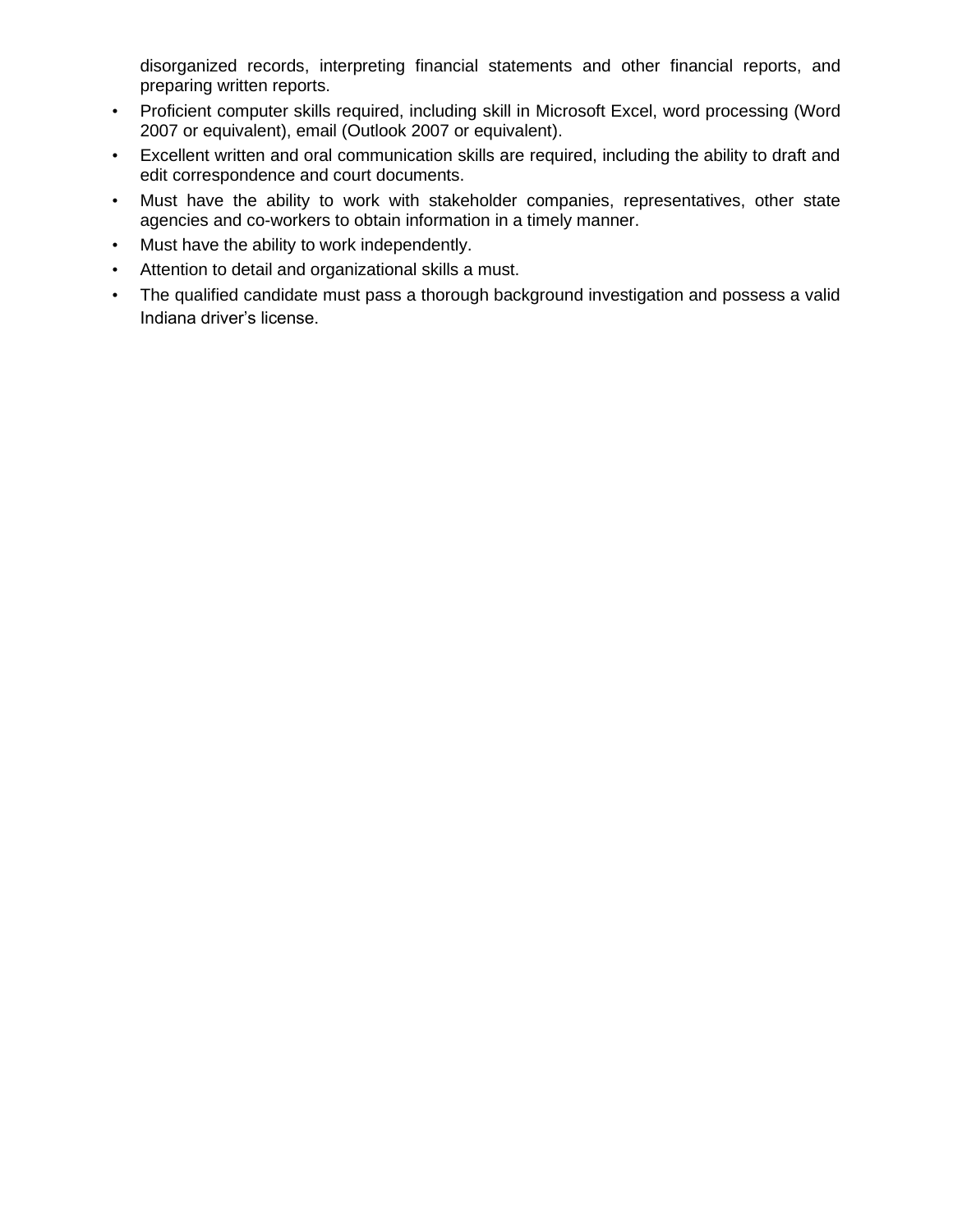disorganized records, interpreting financial statements and other financial reports, and preparing written reports.

- Proficient computer skills required, including skill in Microsoft Excel, word processing (Word 2007 or equivalent), email (Outlook 2007 or equivalent).
- Excellent written and oral communication skills are required, including the ability to draft and edit correspondence and court documents.
- Must have the ability to work with stakeholder companies, representatives, other state agencies and co-workers to obtain information in a timely manner.
- Must have the ability to work independently.
- Attention to detail and organizational skills a must.
- The qualified candidate must pass a thorough background investigation and possess a valid Indiana driver's license.